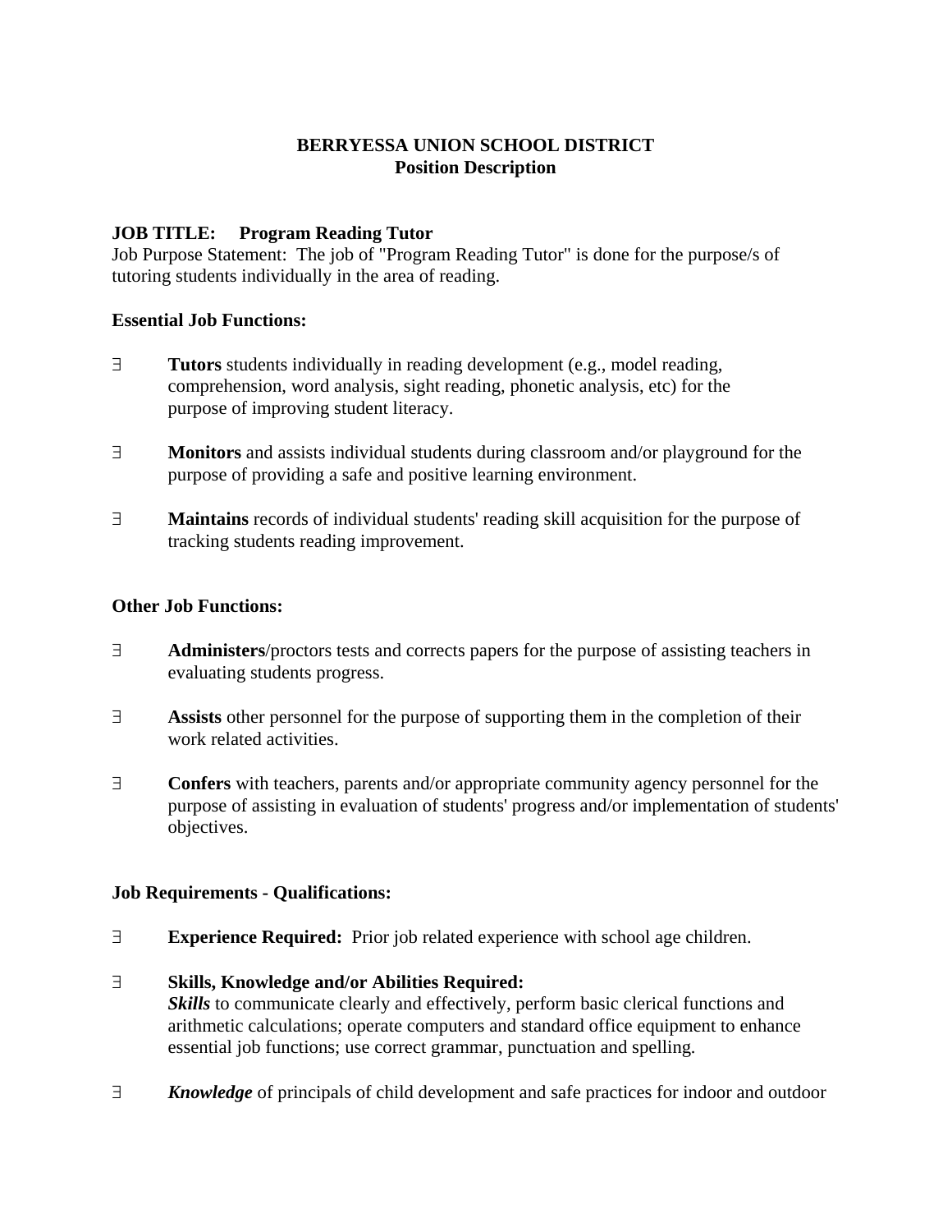**BERRYESSA UNION SCHOOL DISTRICT**
**Position Description**

**JOB TITLE: Program Reading Tutor**
Job Purpose Statement: The job of "Program Reading Tutor" is done for the purpose/s of tutoring students individually in the area of reading.

**Essential Job Functions:**

- **Tutors** students individually in reading development (e.g., model reading, comprehension, word analysis, sight reading, phonetic analysis, etc) for the purpose of improving student literacy.

- **Monitors** and assists individual students during classroom and/or playground for the purpose of providing a safe and positive learning environment.

- **Maintains** records of individual students' reading skill acquisition for the purpose of tracking students reading improvement.

**Other Job Functions:**

- **Administers**/proctors tests and corrects papers for the purpose of assisting teachers in evaluating students progress.

- **Assists** other personnel for the purpose of supporting them in the completion of their work related activities.

- **Confers** with teachers, parents and/or appropriate community agency personnel for the purpose of assisting in evaluation of students' progress and/or implementation of students' objectives.

**Job Requirements - Qualifications:**

- **Experience Required:** Prior job related experience with school age children.

- **Skills, Knowledge and/or Abilities Required:**
  ***Skills*** to communicate clearly and effectively, perform basic clerical functions and arithmetic calculations; operate computers and standard office equipment to enhance essential job functions; use correct grammar, punctuation and spelling.

- ***Knowledge*** of principals of child development and safe practices for indoor and outdoor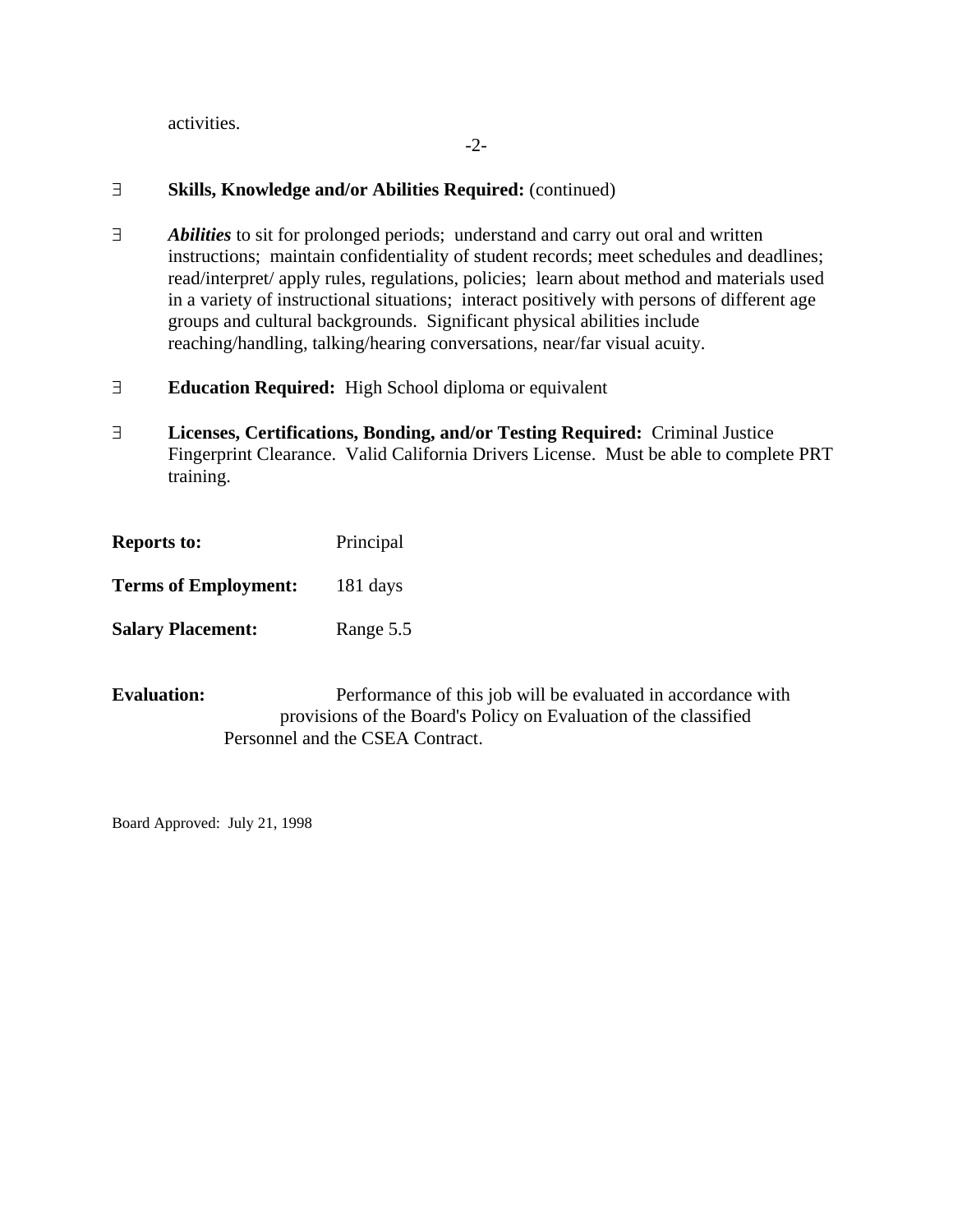activities.

- **Skills, Knowledge and/or Abilities Required:** (continued)

- ***Abilities*** to sit for prolonged periods; understand and carry out oral and written instructions; maintain confidentiality of student records; meet schedules and deadlines; read/interpret/ apply rules, regulations, policies; learn about method and materials used in a variety of instructional situations; interact positively with persons of different age groups and cultural backgrounds. Significant physical abilities include reaching/handling, talking/hearing conversations, near/far visual acuity.

- **Education Required:** High School diploma or equivalent

- **Licenses, Certifications, Bonding, and/or Testing Required:** Criminal Justice Fingerprint Clearance. Valid California Drivers License. Must be able to complete PRT training.

**Reports to:** Principal

**Terms of Employment:** 181 days

**Salary Placement:** Range 5.5

**Evaluation:** Performance of this job will be evaluated in accordance with provisions of the Board's Policy on Evaluation of the classified Personnel and the CSEA Contract.

Board Approved: July 21, 1998